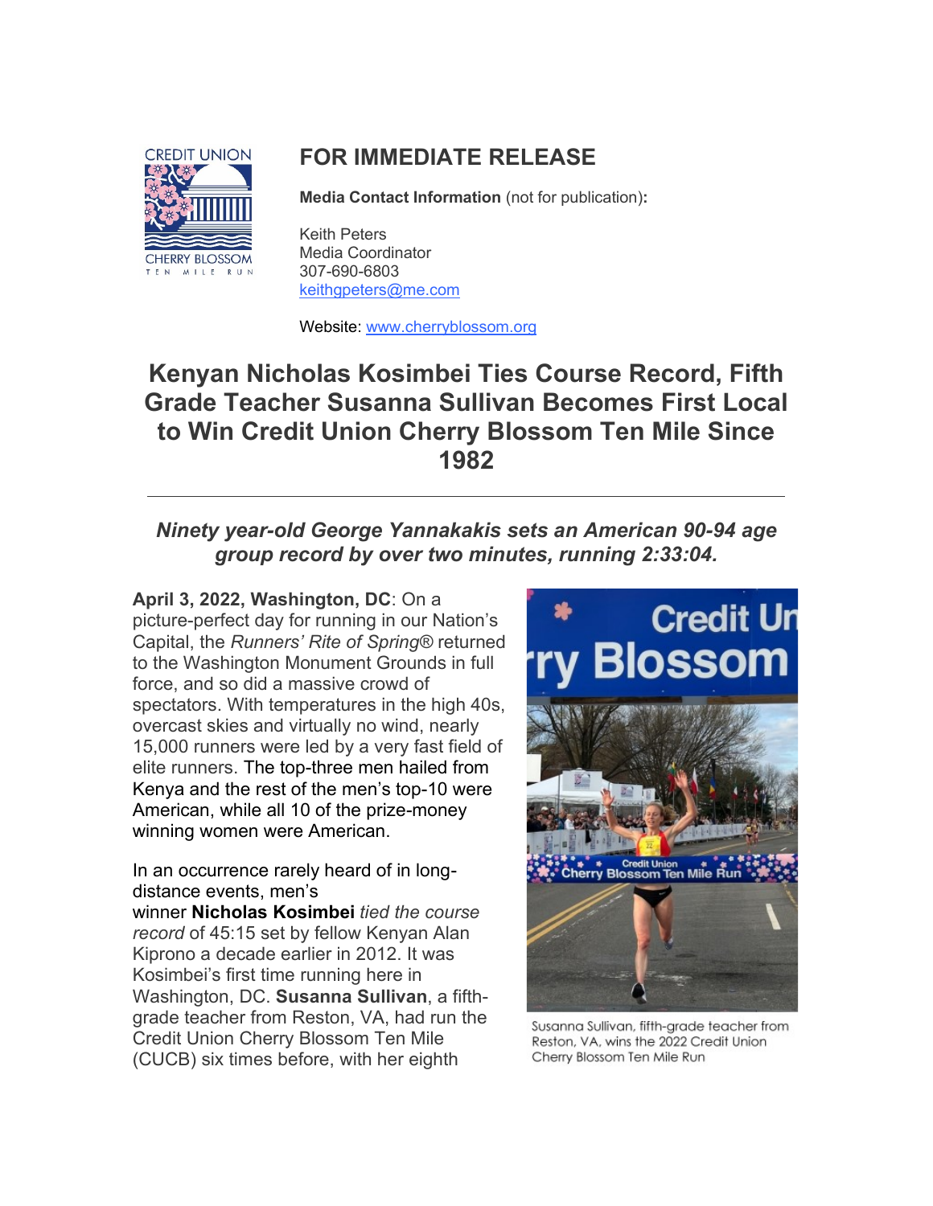CREDIT UNION CHERRY BLOSSOM TEN MILE RUN

# FOR IMMEDIATE RELEASE

**Media Contact Information** (not for publication)**:**

Keith Peters
Media Coordinator
307-690-6803
keithgpeters@me.com

Website: www.cherryblossom.org

## Kenyan Nicholas Kosimbei Ties Course Record, Fifth Grade Teacher Susanna Sullivan Becomes First Local to Win Credit Union Cherry Blossom Ten Mile Since 1982

---

### *Ninety year-old George Yannakakis sets an American 90-94 age group record by over two minutes, running 2:33:04.*

**April 3, 2022, Washington, DC**: On a picture-perfect day for running in our Nation's Capital, the *Runners' Rite of Spring®* returned to the Washington Monument Grounds in full force, and so did a massive crowd of spectators. With temperatures in the high 40s, overcast skies and virtually no wind, nearly 15,000 runners were led by a very fast field of elite runners. The top-three men hailed from Kenya and the rest of the men's top-10 were American, while all 10 of the prize-money winning women were American.

In an occurrence rarely heard of in long-distance events, men's winner **Nicholas Kosimbei** *tied the course record* of 45:15 set by fellow Kenyan Alan Kiprono a decade earlier in 2012. It was Kosimbei's first time running here in Washington, DC. **Susanna Sullivan**, a fifth-grade teacher from Reston, VA, had run the Credit Union Cherry Blossom Ten Mile (CUCB) six times before, with her eighth

Susanna Sullivan, fifth-grade teacher from Reston, VA, wins the 2022 Credit Union Cherry Blossom Ten Mile Run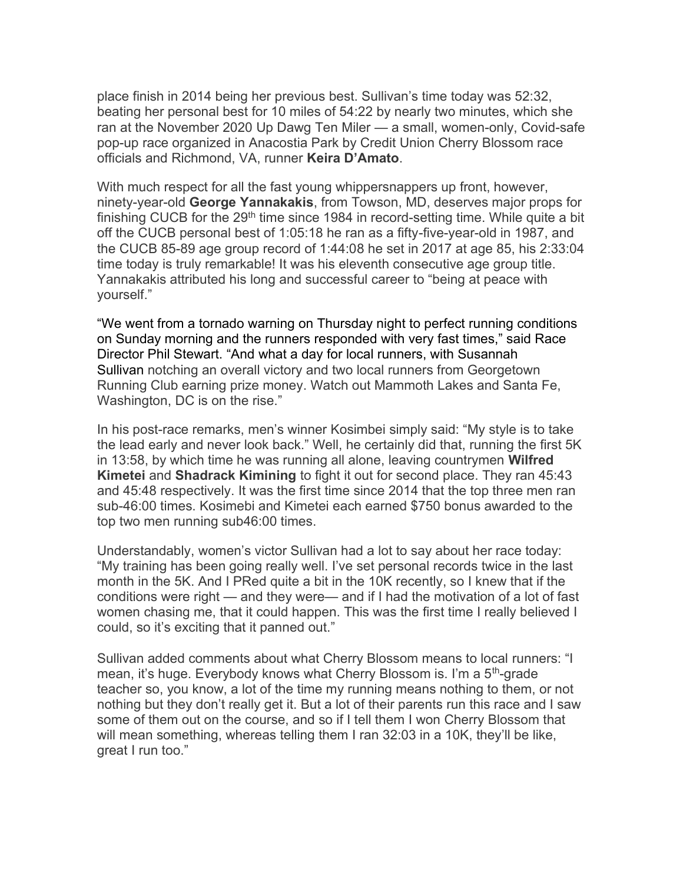place finish in 2014 being her previous best. Sullivan's time today was 52:32, beating her personal best for 10 miles of 54:22 by nearly two minutes, which she ran at the November 2020 Up Dawg Ten Miler — a small, women-only, Covid-safe pop-up race organized in Anacostia Park by Credit Union Cherry Blossom race officials and Richmond, VA, runner **Keira D'Amato**.

With much respect for all the fast young whippersnappers up front, however, ninety-year-old **George Yannakakis**, from Towson, MD, deserves major props for finishing CUCB for the 29th time since 1984 in record-setting time. While quite a bit off the CUCB personal best of 1:05:18 he ran as a fifty-five-year-old in 1987, and the CUCB 85-89 age group record of 1:44:08 he set in 2017 at age 85, his 2:33:04 time today is truly remarkable! It was his eleventh consecutive age group title. Yannakakis attributed his long and successful career to "being at peace with yourself."

"We went from a tornado warning on Thursday night to perfect running conditions on Sunday morning and the runners responded with very fast times," said Race Director Phil Stewart. "And what a day for local runners, with Susannah Sullivan notching an overall victory and two local runners from Georgetown Running Club earning prize money. Watch out Mammoth Lakes and Santa Fe, Washington, DC is on the rise."

In his post-race remarks, men's winner Kosimbei simply said: "My style is to take the lead early and never look back." Well, he certainly did that, running the first 5K in 13:58, by which time he was running all alone, leaving countrymen **Wilfred Kimetei** and **Shadrack Kimining** to fight it out for second place. They ran 45:43 and 45:48 respectively. It was the first time since 2014 that the top three men ran sub-46:00 times. Kosimebi and Kimetei each earned $750 bonus awarded to the top two men running sub46:00 times.

Understandably, women's victor Sullivan had a lot to say about her race today: "My training has been going really well. I've set personal records twice in the last month in the 5K. And I PRed quite a bit in the 10K recently, so I knew that if the conditions were right — and they were— and if I had the motivation of a lot of fast women chasing me, that it could happen. This was the first time I really believed I could, so it's exciting that it panned out."

Sullivan added comments about what Cherry Blossom means to local runners: "I mean, it's huge. Everybody knows what Cherry Blossom is. I'm a 5th-grade teacher so, you know, a lot of the time my running means nothing to them, or not nothing but they don't really get it. But a lot of their parents run this race and I saw some of them out on the course, and so if I tell them I won Cherry Blossom that will mean something, whereas telling them I ran 32:03 in a 10K, they'll be like, great I run too."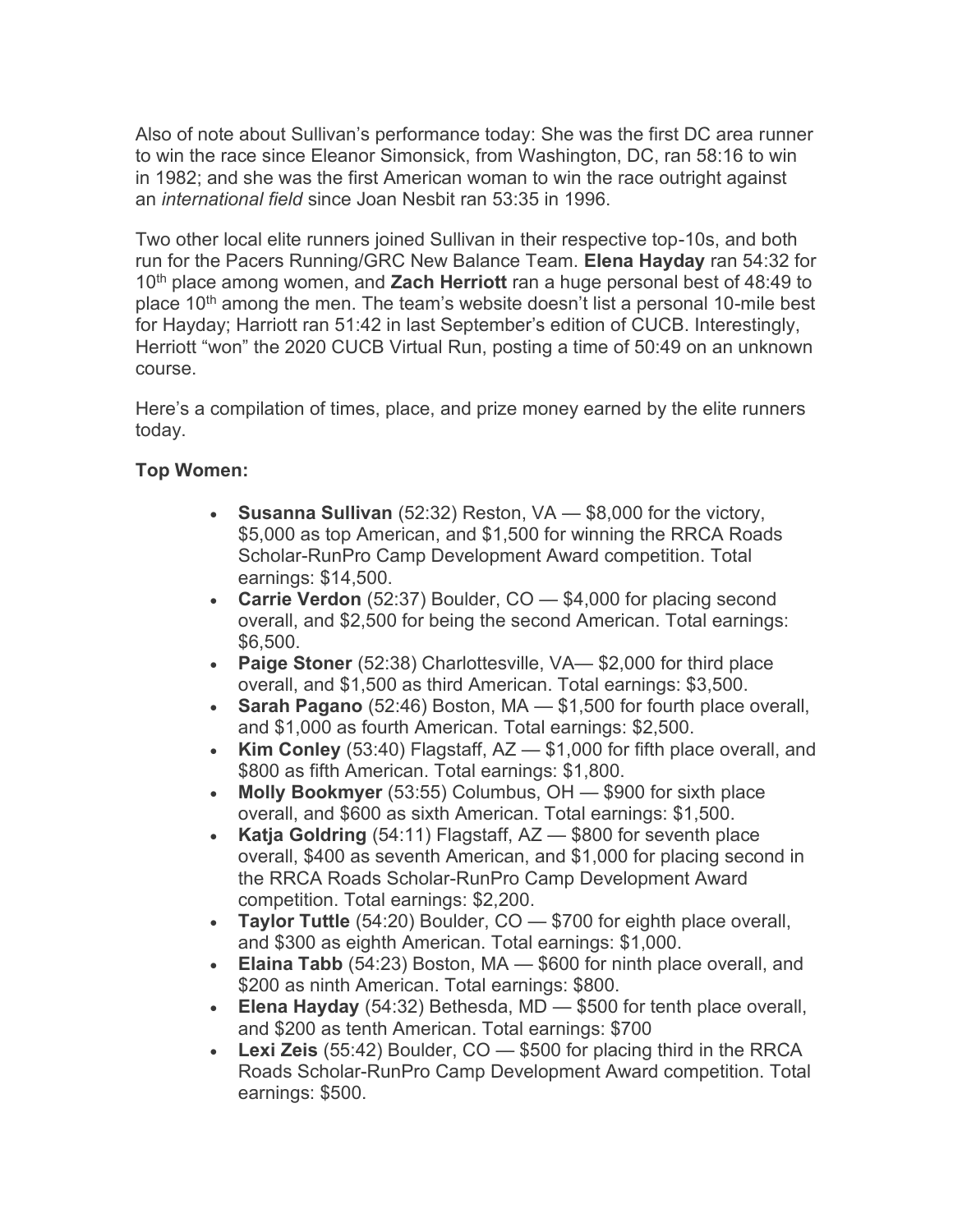Also of note about Sullivan's performance today: She was the first DC area runner to win the race since Eleanor Simonsick, from Washington, DC, ran 58:16 to win in 1982; and she was the first American woman to win the race outright against an *international field* since Joan Nesbit ran 53:35 in 1996.

Two other local elite runners joined Sullivan in their respective top-10s, and both run for the Pacers Running/GRC New Balance Team. **Elena Hayday** ran 54:32 for 10th place among women, and **Zach Herriott** ran a huge personal best of 48:49 to place 10th among the men. The team's website doesn't list a personal 10-mile best for Hayday; Harriott ran 51:42 in last September's edition of CUCB. Interestingly, Herriott "won" the 2020 CUCB Virtual Run, posting a time of 50:49 on an unknown course.

Here's a compilation of times, place, and prize money earned by the elite runners today.

**Top Women:**

- **Susanna Sullivan** (52:32) Reston, VA — $8,000 for the victory, $5,000 as top American, and $1,500 for winning the RRCA Roads Scholar-RunPro Camp Development Award competition. Total earnings: $14,500.
- **Carrie Verdon** (52:37) Boulder, CO — $4,000 for placing second overall, and $2,500 for being the second American. Total earnings: $6,500.
- **Paige Stoner** (52:38) Charlottesville, VA— $2,000 for third place overall, and $1,500 as third American. Total earnings: $3,500.
- **Sarah Pagano** (52:46) Boston, MA — $1,500 for fourth place overall, and $1,000 as fourth American. Total earnings: $2,500.
- **Kim Conley** (53:40) Flagstaff, AZ — $1,000 for fifth place overall, and $800 as fifth American. Total earnings: $1,800.
- **Molly Bookmyer** (53:55) Columbus, OH — $900 for sixth place overall, and $600 as sixth American. Total earnings: $1,500.
- **Katja Goldring** (54:11) Flagstaff, AZ — $800 for seventh place overall, $400 as seventh American, and $1,000 for placing second in the RRCA Roads Scholar-RunPro Camp Development Award competition. Total earnings: $2,200.
- **Taylor Tuttle** (54:20) Boulder, CO — $700 for eighth place overall, and $300 as eighth American. Total earnings: $1,000.
- **Elaina Tabb** (54:23) Boston, MA — $600 for ninth place overall, and $200 as ninth American. Total earnings: $800.
- **Elena Hayday** (54:32) Bethesda, MD — $500 for tenth place overall, and $200 as tenth American. Total earnings: $700
- **Lexi Zeis** (55:42) Boulder, CO — $500 for placing third in the RRCA Roads Scholar-RunPro Camp Development Award competition. Total earnings: $500.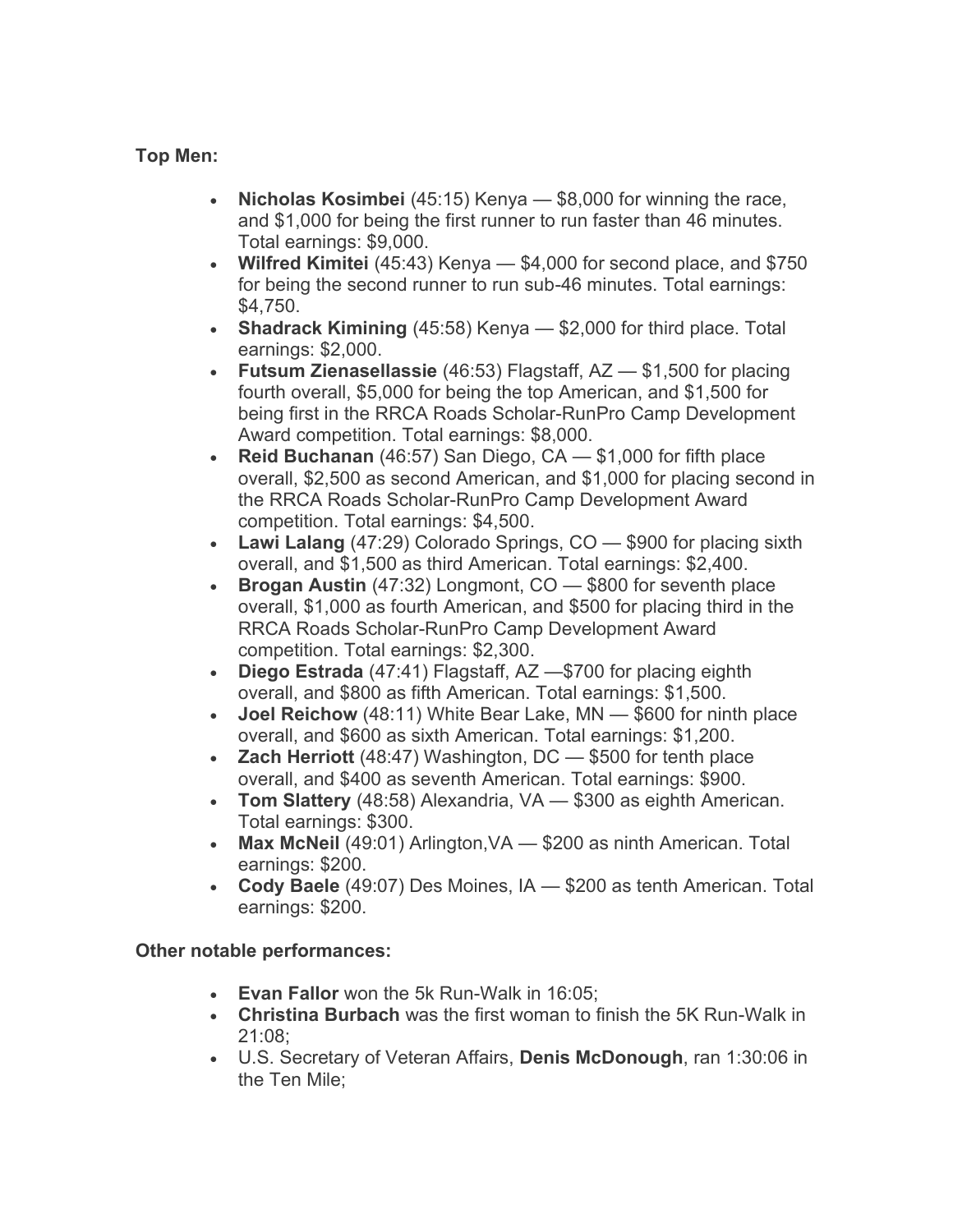**Top Men:**

- **Nicholas Kosimbei** (45:15) Kenya — $8,000 for winning the race, and $1,000 for being the first runner to run faster than 46 minutes. Total earnings: $9,000.
- **Wilfred Kimitei** (45:43) Kenya — $4,000 for second place, and $750 for being the second runner to run sub-46 minutes. Total earnings: $4,750.
- **Shadrack Kimining** (45:58) Kenya — $2,000 for third place. Total earnings: $2,000.
- **Futsum Zienasellassie** (46:53) Flagstaff, AZ — $1,500 for placing fourth overall, $5,000 for being the top American, and $1,500 for being first in the RRCA Roads Scholar-RunPro Camp Development Award competition. Total earnings: $8,000.
- **Reid Buchanan** (46:57) San Diego, CA — $1,000 for fifth place overall, $2,500 as second American, and $1,000 for placing second in the RRCA Roads Scholar-RunPro Camp Development Award competition. Total earnings: $4,500.
- **Lawi Lalang** (47:29) Colorado Springs, CO — $900 for placing sixth overall, and $1,500 as third American. Total earnings: $2,400.
- **Brogan Austin** (47:32) Longmont, CO — $800 for seventh place overall, $1,000 as fourth American, and $500 for placing third in the RRCA Roads Scholar-RunPro Camp Development Award competition. Total earnings: $2,300.
- **Diego Estrada** (47:41) Flagstaff, AZ —$700 for placing eighth overall, and $800 as fifth American. Total earnings: $1,500.
- **Joel Reichow** (48:11) White Bear Lake, MN — $600 for ninth place overall, and $600 as sixth American. Total earnings: $1,200.
- **Zach Herriott** (48:47) Washington, DC — $500 for tenth place overall, and $400 as seventh American. Total earnings: $900.
- **Tom Slattery** (48:58) Alexandria, VA — $300 as eighth American. Total earnings: $300.
- **Max McNeil** (49:01) Arlington,VA — $200 as ninth American. Total earnings: $200.
- **Cody Baele** (49:07) Des Moines, IA — $200 as tenth American. Total earnings: $200.

**Other notable performances:**

- **Evan Fallor** won the 5k Run-Walk in 16:05;
- **Christina Burbach** was the first woman to finish the 5K Run-Walk in 21:08;
- U.S. Secretary of Veteran Affairs, **Denis McDonough**, ran 1:30:06 in the Ten Mile;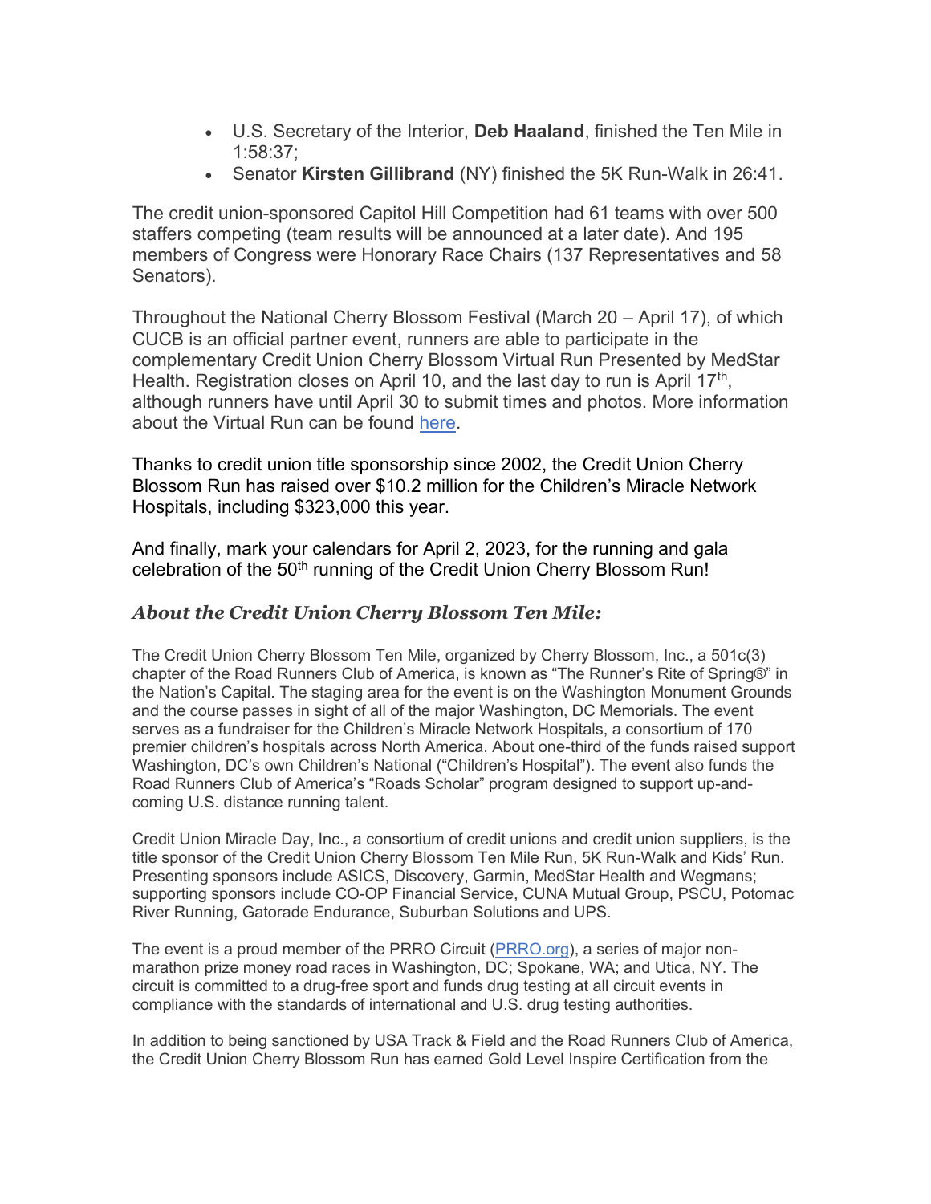- U.S. Secretary of the Interior, **Deb Haaland**, finished the Ten Mile in 1:58:37;
- Senator **Kirsten Gillibrand** (NY) finished the 5K Run-Walk in 26:41.

The credit union-sponsored Capitol Hill Competition had 61 teams with over 500 staffers competing (team results will be announced at a later date). And 195 members of Congress were Honorary Race Chairs (137 Representatives and 58 Senators).

Throughout the National Cherry Blossom Festival (March 20 – April 17), of which CUCB is an official partner event, runners are able to participate in the complementary Credit Union Cherry Blossom Virtual Run Presented by MedStar Health. Registration closes on April 10, and the last day to run is April 17th, although runners have until April 30 to submit times and photos. More information about the Virtual Run can be found [here](here).

Thanks to credit union title sponsorship since 2002, the Credit Union Cherry Blossom Run has raised over $10.2 million for the Children's Miracle Network Hospitals, including $323,000 this year.

And finally, mark your calendars for April 2, 2023, for the running and gala celebration of the 50th running of the Credit Union Cherry Blossom Run!

### *About the Credit Union Cherry Blossom Ten Mile:*

The Credit Union Cherry Blossom Ten Mile, organized by Cherry Blossom, Inc., a 501c(3) chapter of the Road Runners Club of America, is known as "The Runner's Rite of Spring®" in the Nation's Capital. The staging area for the event is on the Washington Monument Grounds and the course passes in sight of all of the major Washington, DC Memorials. The event serves as a fundraiser for the Children's Miracle Network Hospitals, a consortium of 170 premier children's hospitals across North America. About one-third of the funds raised support Washington, DC's own Children's National ("Children's Hospital"). The event also funds the Road Runners Club of America's "Roads Scholar" program designed to support up-and-coming U.S. distance running talent.

Credit Union Miracle Day, Inc., a consortium of credit unions and credit union suppliers, is the title sponsor of the Credit Union Cherry Blossom Ten Mile Run, 5K Run-Walk and Kids' Run. Presenting sponsors include ASICS, Discovery, Garmin, MedStar Health and Wegmans; supporting sponsors include CO-OP Financial Service, CUNA Mutual Group, PSCU, Potomac River Running, Gatorade Endurance, Suburban Solutions and UPS.

The event is a proud member of the PRRO Circuit ([PRRO.org](PRRO.org)), a series of major non-marathon prize money road races in Washington, DC; Spokane, WA; and Utica, NY. The circuit is committed to a drug-free sport and funds drug testing at all circuit events in compliance with the standards of international and U.S. drug testing authorities.

In addition to being sanctioned by USA Track & Field and the Road Runners Club of America, the Credit Union Cherry Blossom Run has earned Gold Level Inspire Certification from the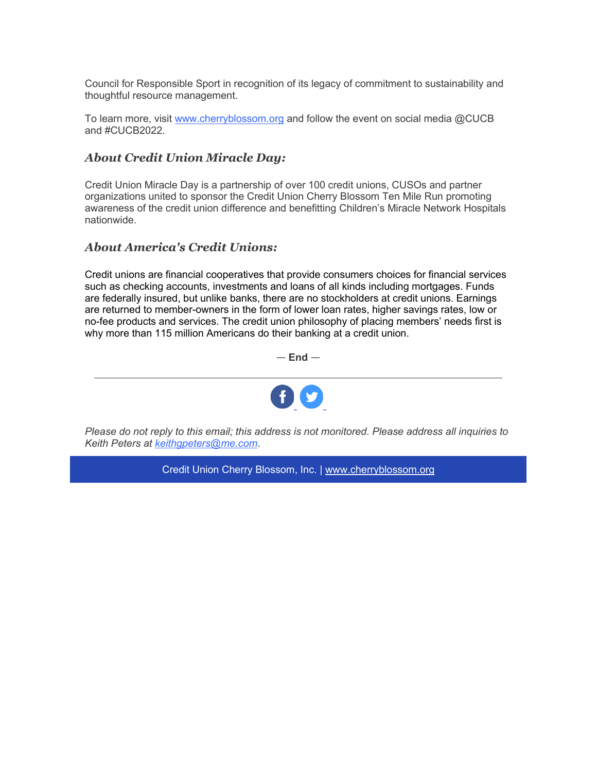Council for Responsible Sport in recognition of its legacy of commitment to sustainability and thoughtful resource management.

To learn more, visit www.cherryblossom.org and follow the event on social media @CUCB and #CUCB2022.

### *About Credit Union Miracle Day:*

Credit Union Miracle Day is a partnership of over 100 credit unions, CUSOs and partner organizations united to sponsor the Credit Union Cherry Blossom Ten Mile Run promoting awareness of the credit union difference and benefitting Children's Miracle Network Hospitals nationwide.

### *About America's Credit Unions:*

Credit unions are financial cooperatives that provide consumers choices for financial services such as checking accounts, investments and loans of all kinds including mortgages. Funds are federally insured, but unlike banks, there are no stockholders at credit unions. Earnings are returned to member-owners in the form of lower loan rates, higher savings rates, low or no-fee products and services. The credit union philosophy of placing members' needs first is why more than 115 million Americans do their banking at a credit union.

— **End** —

---

*Please do not reply to this email; this address is not monitored. Please address all inquiries to Keith Peters at keithgpeters@me.com.*

Credit Union Cherry Blossom, Inc. | www.cherryblossom.org